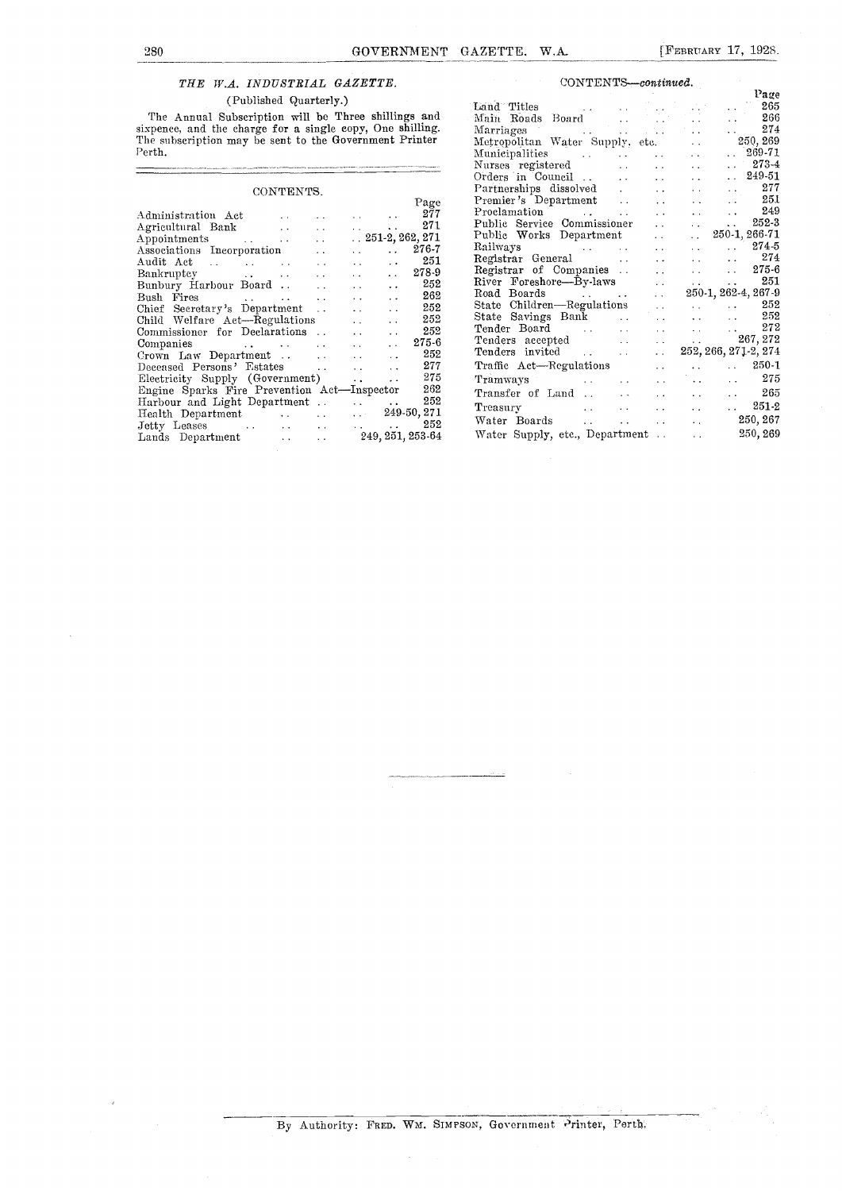### *THE W.A. INDUSTRIAL GAZETTE.*

(Published Quarterly.)

The Annual Subscription will be Three shillings and sixpence, and the charge for a single copy, One shilling. The subscription may be sent to the Government Printer Perth.

---

## CONTENTS.

| | Page |
|---|---|
| Administration Act | 277 |
| Agricultural Bank | 271 |
| Appointments | 251-2, 262, 271 |
| Associations Incorporation | 276-7 |
| Audit Act | 251 |
| Bankruptcy | 278-9 |
| Bunbury Harbour Board | 252 |
| Bush Fires | 262 |
| Chief Secretary's Department | 252 |
| Child Welfare Act—Regulations | 252 |
| Commissioner for Declarations | 252 |
| Companies | 275-6 |
| Crown Law Department | 252 |
| Deceased Persons' Estates | 277 |
| Electricity Supply (Government) | 275 |
| Engine Sparks Fire Prevention Act—Inspector | 262 |
| Harbour and Light Department | 252 |
| Health Department | 249-50, 271 |
| Jetty Leases | 252 |
| Lands Department | 249, 251, 253-64 |
| Land Titles | 265 |
| Main Roads Board | 266 |
| Marriages | 274 |
| Metropolitan Water Supply, etc. | 250, 269 |
| Municipalities | 269-71 |
| Nurses registered | 273-4 |
| Orders in Council | 249-51 |
| Partnerships dissolved | 277 |
| Premier's Department | 251 |
| Proclamation | 249 |
| Public Service Commissioner | 252-3 |
| Public Works Department | 250-1, 266-71 |
| Railways | 274-5 |
| Registrar General | 274 |
| Registrar of Companies | 275-6 |
| River Foreshore—By-laws | 251 |
| Road Boards | 250-1, 262-4, 267-9 |
| State Children—Regulations | 252 |
| State Savings Bank | 252 |
| Tender Board | 272 |
| Tenders accepted | 267, 272 |
| Tenders invited | 252, 266, 271-2, 274 |
| Traffic Act—Regulations | 250-1 |
| Tramways | 275 |
| Transfer of Land | 265 |
| Treasury | 251-2 |
| Water Boards | 250, 267 |
| Water Supply, etc., Department | 250, 269 |

---

By Authority: FRED. WM. SIMPSON, Government Printer, Perth.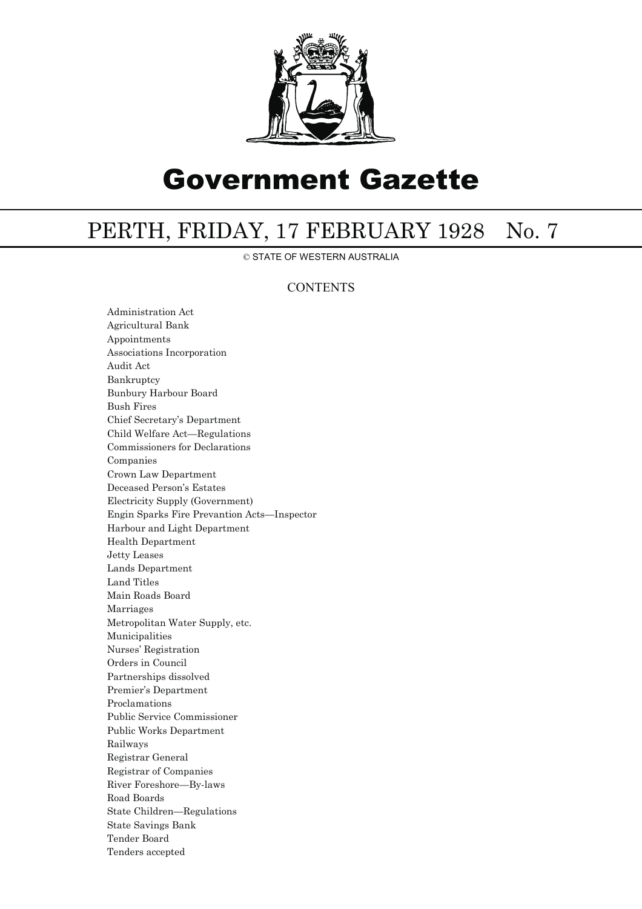# Government Gazette

## PERTH, FRIDAY, 17 FEBRUARY 1928 No. 7

© STATE OF WESTERN AUSTRALIA

### CONTENTS

Administration Act
Agricultural Bank
Appointments
Associations Incorporation
Audit Act
Bankruptcy
Bunbury Harbour Board
Bush Fires
Chief Secretary's Department
Child Welfare Act—Regulations
Commissioners for Declarations
Companies
Crown Law Department
Deceased Person's Estates
Electricity Supply (Government)
Engin Sparks Fire Prevantion Acts—Inspector
Harbour and Light Department
Health Department
Jetty Leases
Lands Department
Land Titles
Main Roads Board
Marriages
Metropolitan Water Supply, etc.
Municipalities
Nurses' Registration
Orders in Council
Partnerships dissolved
Premier's Department
Proclamations
Public Service Commissioner
Public Works Department
Railways
Registrar General
Registrar of Companies
River Foreshore—By-laws
Road Boards
State Children—Regulations
State Savings Bank
Tender Board
Tenders accepted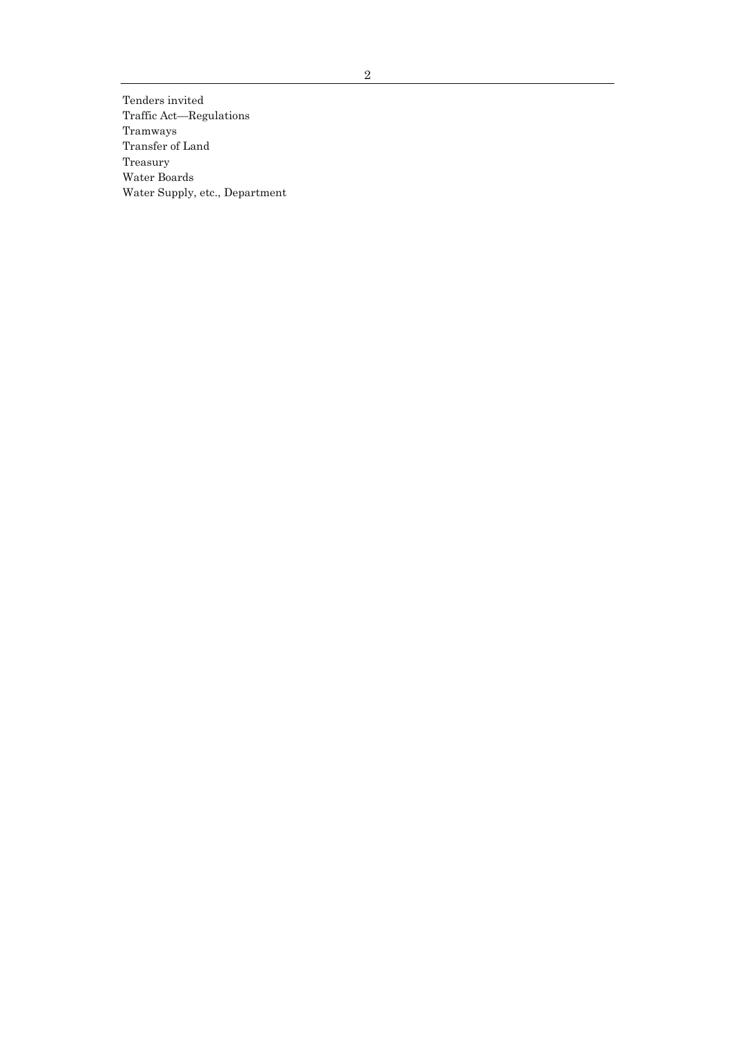Tenders invited
Traffic Act—Regulations
Tramways
Transfer of Land
Treasury
Water Boards
Water Supply, etc., Department